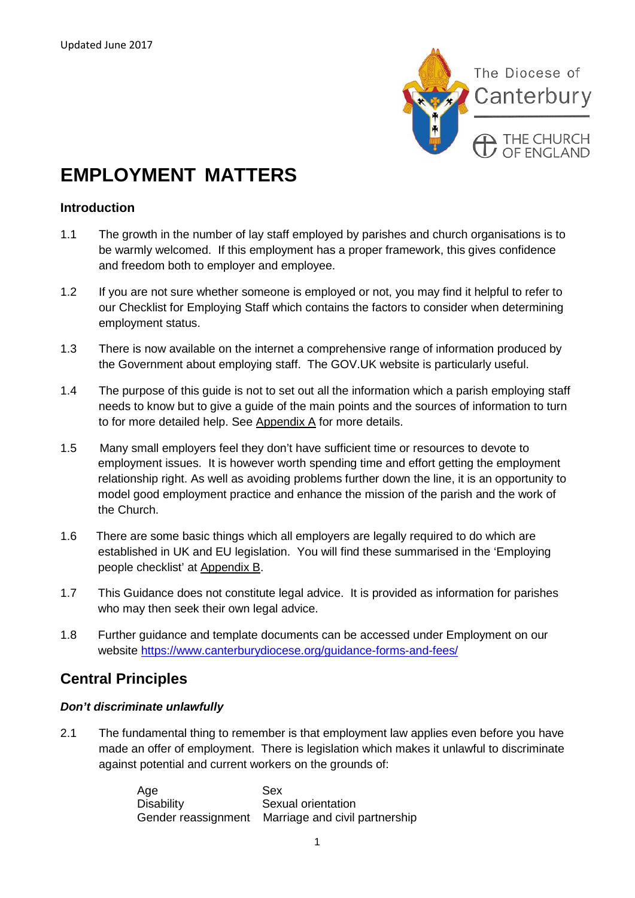Updated June 2017

The Diocese of Canterbury

THE CHURCH OF ENGLAND

# EMPLOYMENT MATTERS

### Introduction

1.1 The growth in the number of lay staff employed by parishes and church organisations is to be warmly welcomed. If this employment has a proper framework, this gives confidence and freedom both to employer and employee.

1.2 If you are not sure whether someone is employed or not, you may find it helpful to refer to our Checklist for Employing Staff which contains the factors to consider when determining employment status.

1.3 There is now available on the internet a comprehensive range of information produced by the Government about employing staff. The GOV.UK website is particularly useful.

1.4 The purpose of this guide is not to set out all the information which a parish employing staff needs to know but to give a guide of the main points and the sources of information to turn to for more detailed help. See Appendix A for more details.

1.5 Many small employers feel they don't have sufficient time or resources to devote to employment issues. It is however worth spending time and effort getting the employment relationship right. As well as avoiding problems further down the line, it is an opportunity to model good employment practice and enhance the mission of the parish and the work of the Church.

1.6 There are some basic things which all employers are legally required to do which are established in UK and EU legislation. You will find these summarised in the 'Employing people checklist' at Appendix B.

1.7 This Guidance does not constitute legal advice. It is provided as information for parishes who may then seek their own legal advice.

1.8 Further guidance and template documents can be accessed under Employment on our website https://www.canterburydiocese.org/guidance-forms-and-fees/

## Central Principles

#### *Don't discriminate unlawfully*

2.1 The fundamental thing to remember is that employment law applies even before you have made an offer of employment. There is legislation which makes it unlawful to discriminate against potential and current workers on the grounds of:

| | |
|---|---|
| Age | Sex |
| Disability | Sexual orientation |
| Gender reassignment | Marriage and civil partnership |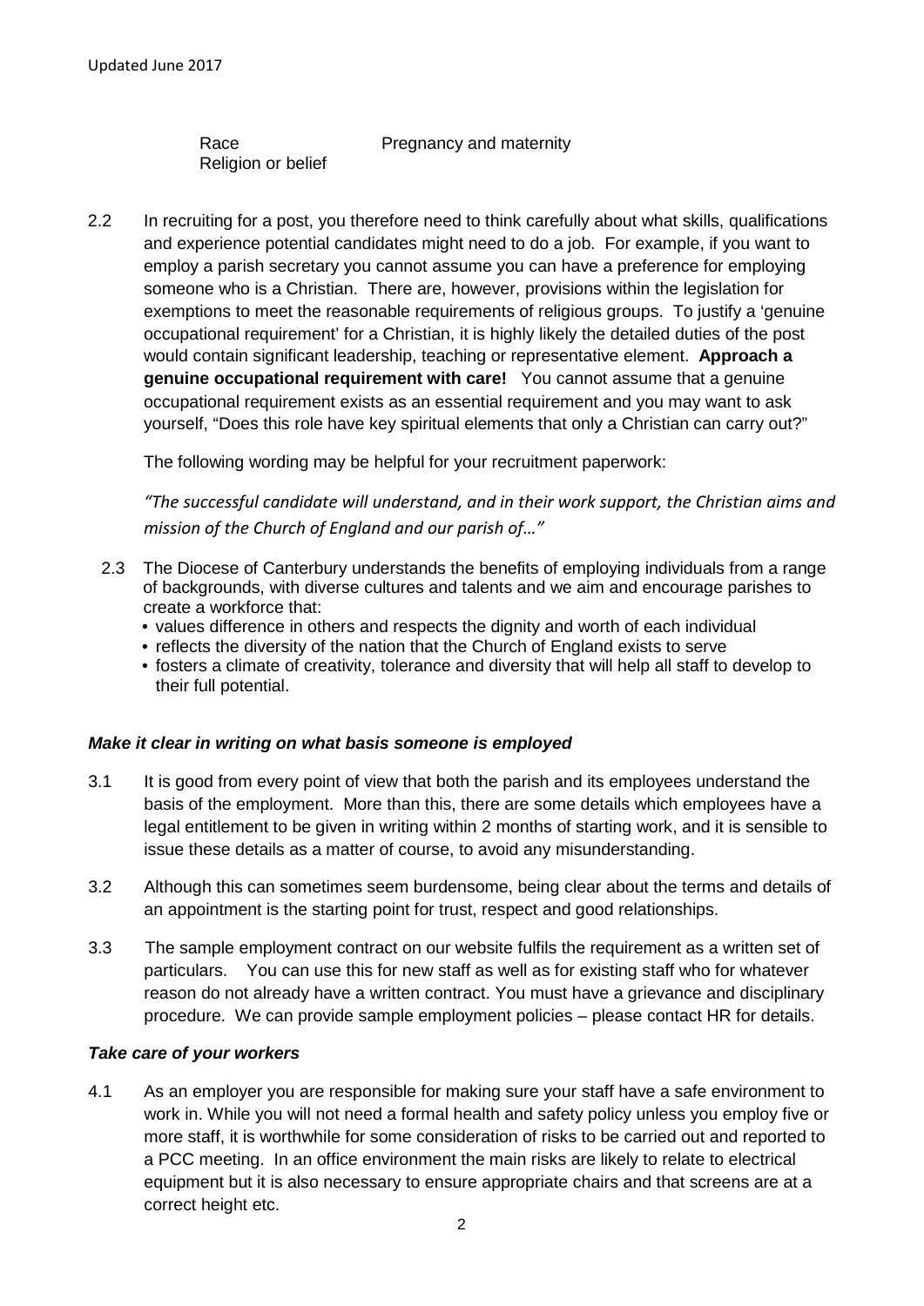Race  
Religion or belief  
Pregnancy and maternity

2.2 In recruiting for a post, you therefore need to think carefully about what skills, qualifications and experience potential candidates might need to do a job. For example, if you want to employ a parish secretary you cannot assume you can have a preference for employing someone who is a Christian. There are, however, provisions within the legislation for exemptions to meet the reasonable requirements of religious groups. To justify a 'genuine occupational requirement' for a Christian, it is highly likely the detailed duties of the post would contain significant leadership, teaching or representative element. **Approach a genuine occupational requirement with care!** You cannot assume that a genuine occupational requirement exists as an essential requirement and you may want to ask yourself, "Does this role have key spiritual elements that only a Christian can carry out?"

The following wording may be helpful for your recruitment paperwork:

*"The successful candidate will understand, and in their work support, the Christian aims and mission of the Church of England and our parish of…"*

2.3 The Diocese of Canterbury understands the benefits of employing individuals from a range of backgrounds, with diverse cultures and talents and we aim and encourage parishes to create a workforce that:

- values difference in others and respects the dignity and worth of each individual
- reflects the diversity of the nation that the Church of England exists to serve
- fosters a climate of creativity, tolerance and diversity that will help all staff to develop to their full potential.

### *Make it clear in writing on what basis someone is employed*

3.1 It is good from every point of view that both the parish and its employees understand the basis of the employment. More than this, there are some details which employees have a legal entitlement to be given in writing within 2 months of starting work, and it is sensible to issue these details as a matter of course, to avoid any misunderstanding.

3.2 Although this can sometimes seem burdensome, being clear about the terms and details of an appointment is the starting point for trust, respect and good relationships.

3.3 The sample employment contract on our website fulfils the requirement as a written set of particulars. You can use this for new staff as well as for existing staff who for whatever reason do not already have a written contract. You must have a grievance and disciplinary procedure. We can provide sample employment policies – please contact HR for details.

### *Take care of your workers*

4.1 As an employer you are responsible for making sure your staff have a safe environment to work in. While you will not need a formal health and safety policy unless you employ five or more staff, it is worthwhile for some consideration of risks to be carried out and reported to a PCC meeting. In an office environment the main risks are likely to relate to electrical equipment but it is also necessary to ensure appropriate chairs and that screens are at a correct height etc.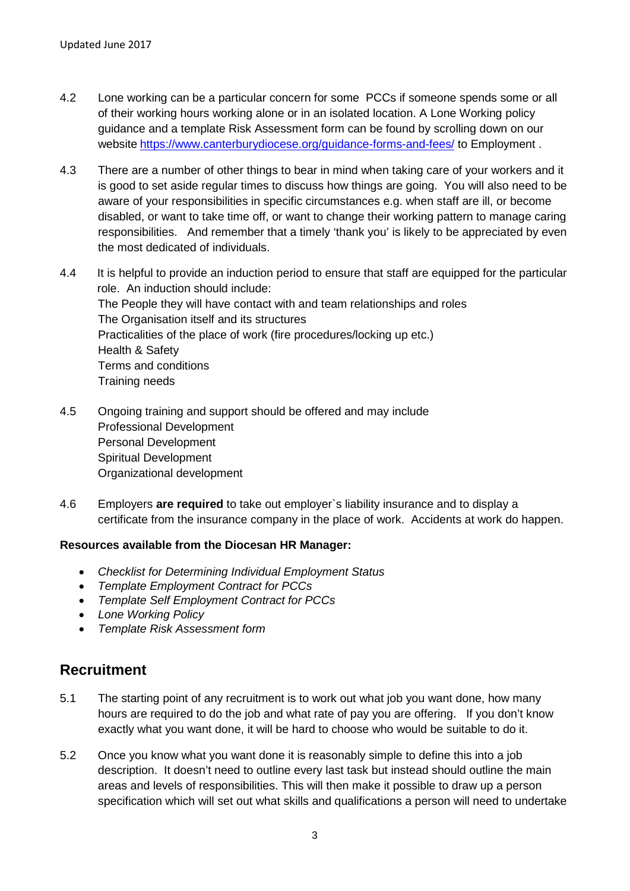4.2 Lone working can be a particular concern for some PCCs if someone spends some or all of their working hours working alone or in an isolated location. A Lone Working policy guidance and a template Risk Assessment form can be found by scrolling down on our website [https://www.canterburydiocese.org/guidance-forms-and-fees/](https://www.canterburydiocese.org/guidance-forms-and-fees/) to Employment .

4.3 There are a number of other things to bear in mind when taking care of your workers and it is good to set aside regular times to discuss how things are going. You will also need to be aware of your responsibilities in specific circumstances e.g. when staff are ill, or become disabled, or want to take time off, or want to change their working pattern to manage caring responsibilities. And remember that a timely 'thank you' is likely to be appreciated by even the most dedicated of individuals.

4.4 It is helpful to provide an induction period to ensure that staff are equipped for the particular role. An induction should include:
The People they will have contact with and team relationships and roles
The Organisation itself and its structures
Practicalities of the place of work (fire procedures/locking up etc.)
Health & Safety
Terms and conditions
Training needs

4.5 Ongoing training and support should be offered and may include
Professional Development
Personal Development
Spiritual Development
Organizational development

4.6 Employers **are required** to take out employer`s liability insurance and to display a certificate from the insurance company in the place of work. Accidents at work do happen.

**Resources available from the Diocesan HR Manager:**

- *Checklist for Determining Individual Employment Status*
- *Template Employment Contract for PCCs*
- *Template Self Employment Contract for PCCs*
- *Lone Working Policy*
- *Template Risk Assessment form*

## Recruitment

5.1 The starting point of any recruitment is to work out what job you want done, how many hours are required to do the job and what rate of pay you are offering. If you don't know exactly what you want done, it will be hard to choose who would be suitable to do it.

5.2 Once you know what you want done it is reasonably simple to define this into a job description. It doesn't need to outline every last task but instead should outline the main areas and levels of responsibilities. This will then make it possible to draw up a person specification which will set out what skills and qualifications a person will need to undertake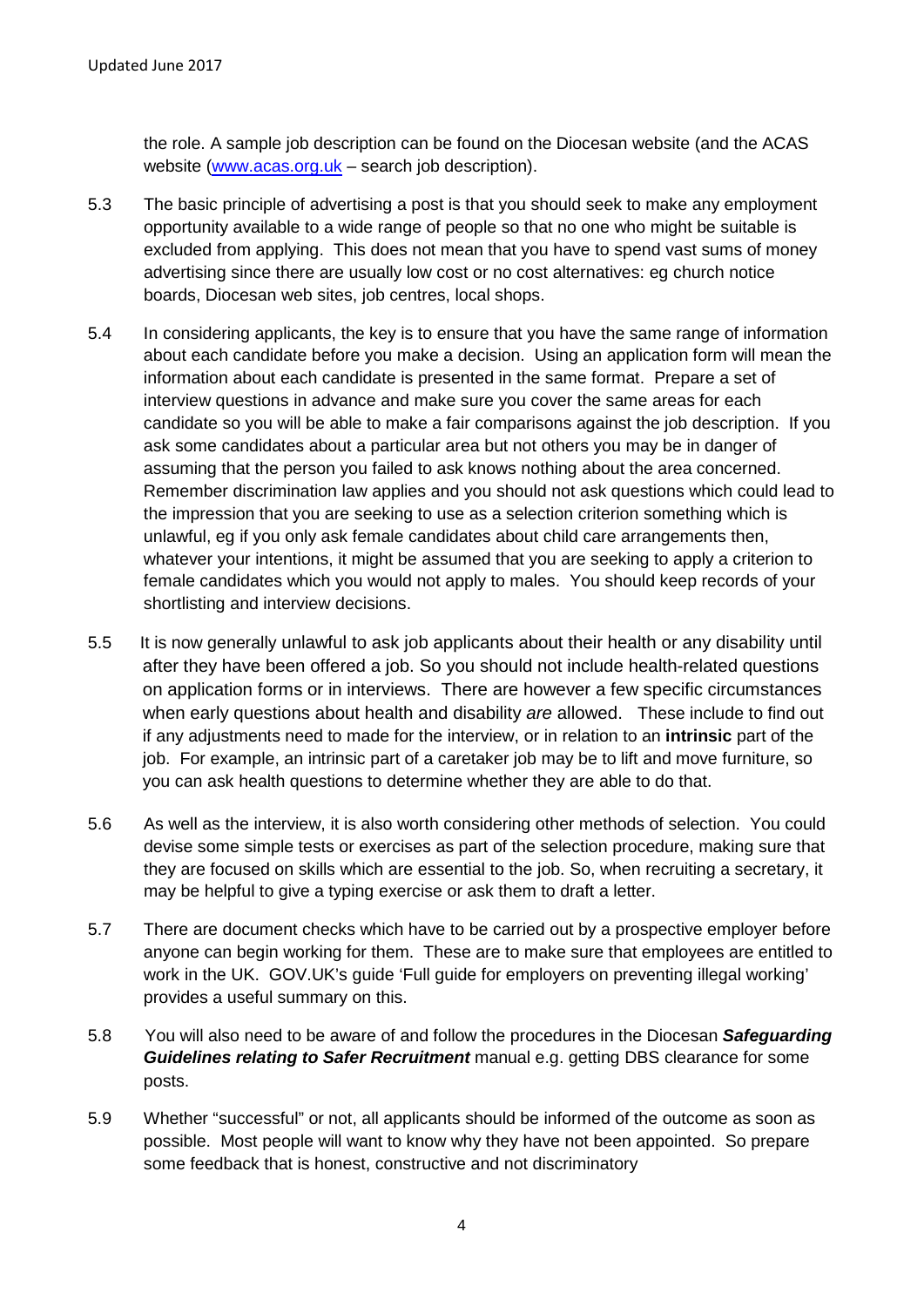the role. A sample job description can be found on the Diocesan website (and the ACAS website (www.acas.org.uk – search job description).

5.3 The basic principle of advertising a post is that you should seek to make any employment opportunity available to a wide range of people so that no one who might be suitable is excluded from applying. This does not mean that you have to spend vast sums of money advertising since there are usually low cost or no cost alternatives: eg church notice boards, Diocesan web sites, job centres, local shops.

5.4 In considering applicants, the key is to ensure that you have the same range of information about each candidate before you make a decision. Using an application form will mean the information about each candidate is presented in the same format. Prepare a set of interview questions in advance and make sure you cover the same areas for each candidate so you will be able to make a fair comparisons against the job description. If you ask some candidates about a particular area but not others you may be in danger of assuming that the person you failed to ask knows nothing about the area concerned. Remember discrimination law applies and you should not ask questions which could lead to the impression that you are seeking to use as a selection criterion something which is unlawful, eg if you only ask female candidates about child care arrangements then, whatever your intentions, it might be assumed that you are seeking to apply a criterion to female candidates which you would not apply to males. You should keep records of your shortlisting and interview decisions.

5.5 It is now generally unlawful to ask job applicants about their health or any disability until after they have been offered a job. So you should not include health-related questions on application forms or in interviews. There are however a few specific circumstances when early questions about health and disability *are* allowed. These include to find out if any adjustments need to made for the interview, or in relation to an **intrinsic** part of the job. For example, an intrinsic part of a caretaker job may be to lift and move furniture, so you can ask health questions to determine whether they are able to do that.

5.6 As well as the interview, it is also worth considering other methods of selection. You could devise some simple tests or exercises as part of the selection procedure, making sure that they are focused on skills which are essential to the job. So, when recruiting a secretary, it may be helpful to give a typing exercise or ask them to draft a letter.

5.7 There are document checks which have to be carried out by a prospective employer before anyone can begin working for them. These are to make sure that employees are entitled to work in the UK. GOV.UK's guide 'Full guide for employers on preventing illegal working' provides a useful summary on this.

5.8 You will also need to be aware of and follow the procedures in the Diocesan ***Safeguarding Guidelines relating to Safer Recruitment*** manual e.g. getting DBS clearance for some posts.

5.9 Whether "successful" or not, all applicants should be informed of the outcome as soon as possible. Most people will want to know why they have not been appointed. So prepare some feedback that is honest, constructive and not discriminatory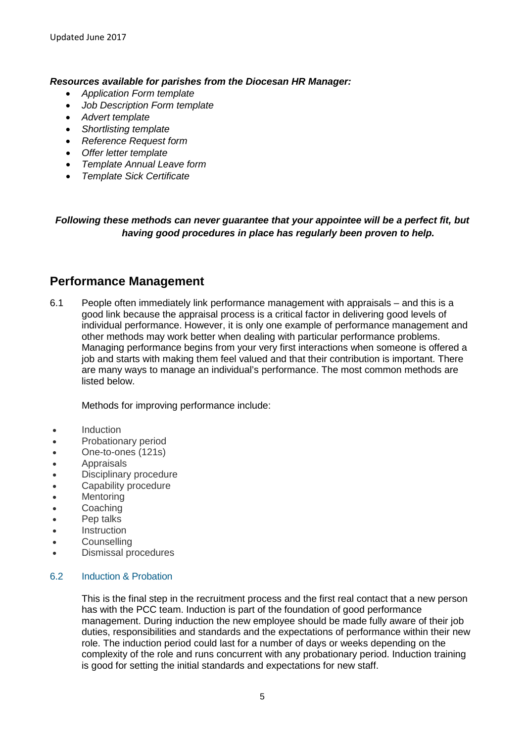***Resources available for parishes from the Diocesan HR Manager:***

- *Application Form template*
- *Job Description Form template*
- *Advert template*
- *Shortlisting template*
- *Reference Request form*
- *Offer letter template*
- *Template Annual Leave form*
- *Template Sick Certificate*

***Following these methods can never guarantee that your appointee will be a perfect fit, but having good procedures in place has regularly been proven to help.***

## Performance Management

6.1 People often immediately link performance management with appraisals – and this is a good link because the appraisal process is a critical factor in delivering good levels of individual performance. However, it is only one example of performance management and other methods may work better when dealing with particular performance problems. Managing performance begins from your very first interactions when someone is offered a job and starts with making them feel valued and that their contribution is important. There are many ways to manage an individual's performance. The most common methods are listed below.

Methods for improving performance include:

- Induction
- Probationary period
- One-to-ones (121s)
- Appraisals
- Disciplinary procedure
- Capability procedure
- Mentoring
- Coaching
- Pep talks
- Instruction
- Counselling
- Dismissal procedures

### 6.2 Induction & Probation

This is the final step in the recruitment process and the first real contact that a new person has with the PCC team. Induction is part of the foundation of good performance management. During induction the new employee should be made fully aware of their job duties, responsibilities and standards and the expectations of performance within their new role. The induction period could last for a number of days or weeks depending on the complexity of the role and runs concurrent with any probationary period. Induction training is good for setting the initial standards and expectations for new staff.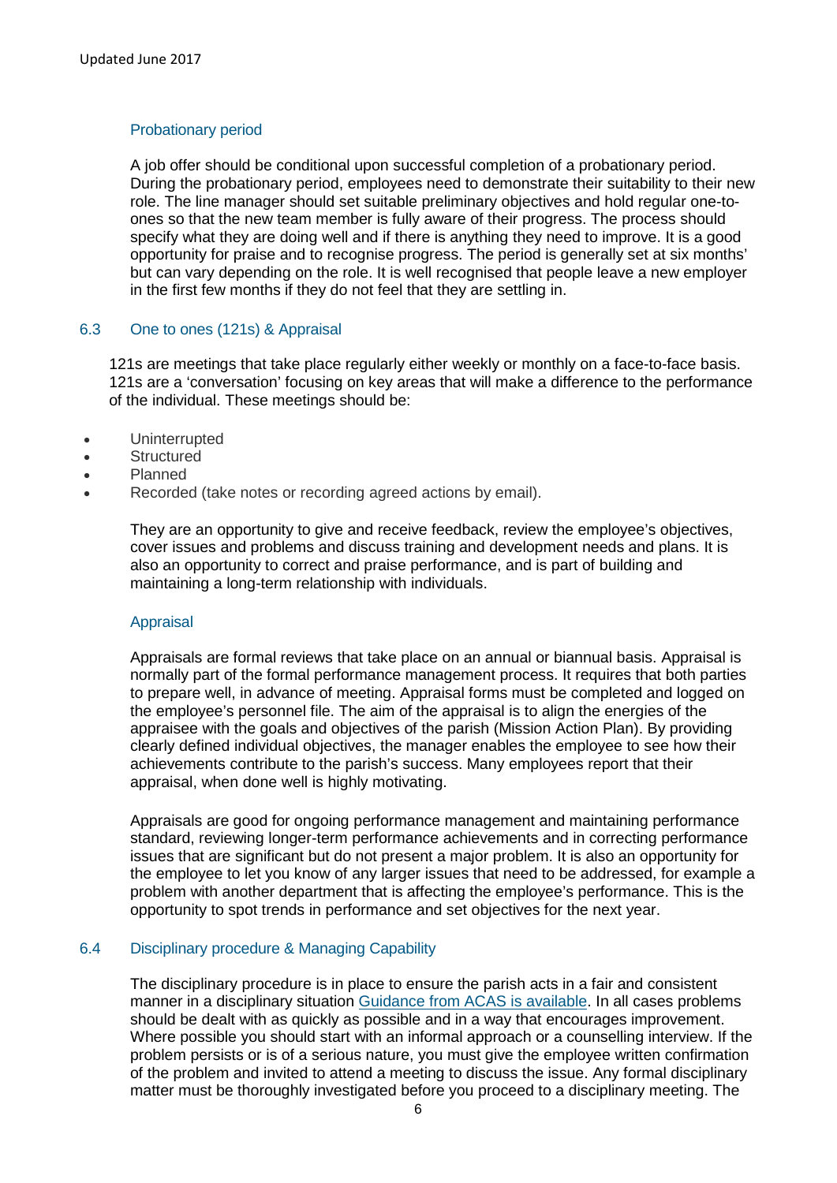### Probationary period

A job offer should be conditional upon successful completion of a probationary period. During the probationary period, employees need to demonstrate their suitability to their new role. The line manager should set suitable preliminary objectives and hold regular one-to-ones so that the new team member is fully aware of their progress. The process should specify what they are doing well and if there is anything they need to improve. It is a good opportunity for praise and to recognise progress. The period is generally set at six months' but can vary depending on the role. It is well recognised that people leave a new employer in the first few months if they do not feel that they are settling in.

## 6.3 One to ones (121s) & Appraisal

121s are meetings that take place regularly either weekly or monthly on a face-to-face basis. 121s are a 'conversation' focusing on key areas that will make a difference to the performance of the individual. These meetings should be:

- Uninterrupted
- Structured
- Planned
- Recorded (take notes or recording agreed actions by email).

They are an opportunity to give and receive feedback, review the employee's objectives, cover issues and problems and discuss training and development needs and plans. It is also an opportunity to correct and praise performance, and is part of building and maintaining a long-term relationship with individuals.

### Appraisal

Appraisals are formal reviews that take place on an annual or biannual basis. Appraisal is normally part of the formal performance management process. It requires that both parties to prepare well, in advance of meeting. Appraisal forms must be completed and logged on the employee's personnel file. The aim of the appraisal is to align the energies of the appraisee with the goals and objectives of the parish (Mission Action Plan). By providing clearly defined individual objectives, the manager enables the employee to see how their achievements contribute to the parish's success. Many employees report that their appraisal, when done well is highly motivating.

Appraisals are good for ongoing performance management and maintaining performance standard, reviewing longer-term performance achievements and in correcting performance issues that are significant but do not present a major problem. It is also an opportunity for the employee to let you know of any larger issues that need to be addressed, for example a problem with another department that is affecting the employee's performance. This is the opportunity to spot trends in performance and set objectives for the next year.

## 6.4 Disciplinary procedure & Managing Capability

The disciplinary procedure is in place to ensure the parish acts in a fair and consistent manner in a disciplinary situation Guidance from ACAS is available. In all cases problems should be dealt with as quickly as possible and in a way that encourages improvement. Where possible you should start with an informal approach or a counselling interview. If the problem persists or is of a serious nature, you must give the employee written confirmation of the problem and invited to attend a meeting to discuss the issue. Any formal disciplinary matter must be thoroughly investigated before you proceed to a disciplinary meeting. The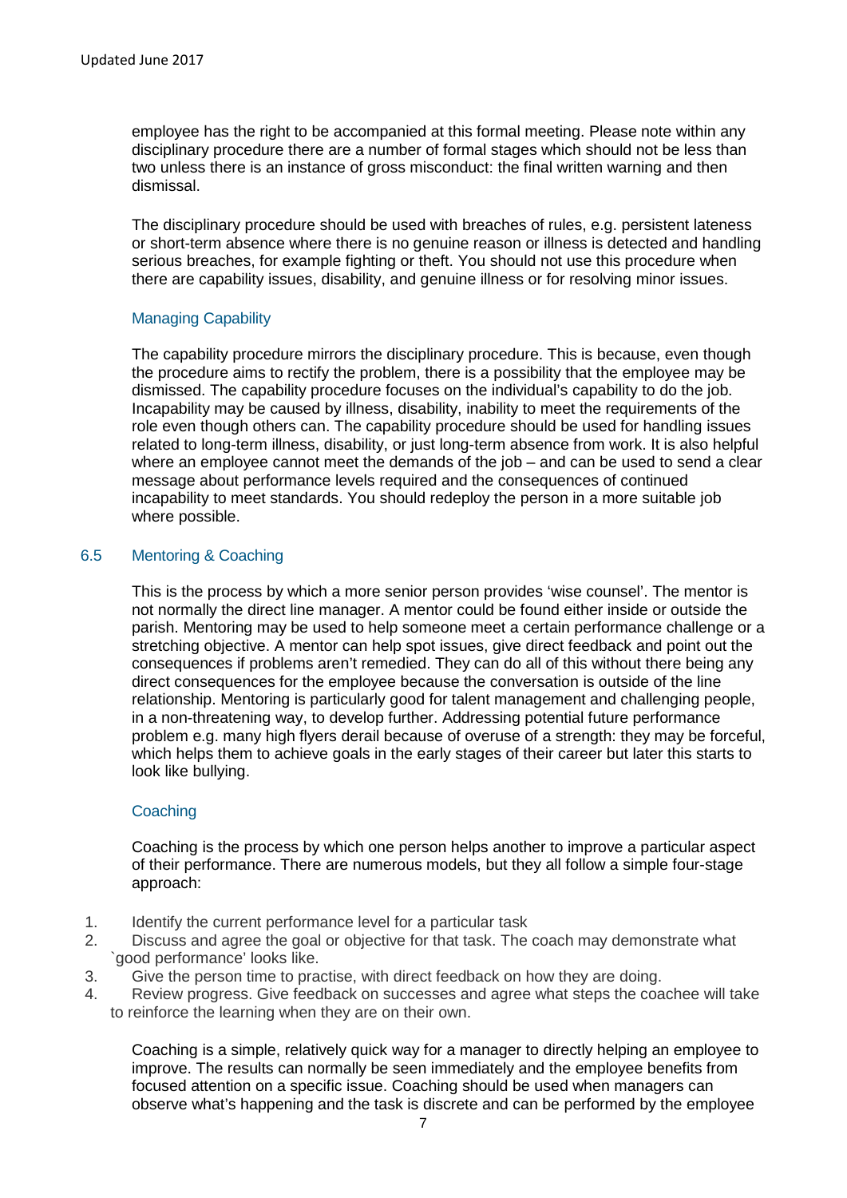employee has the right to be accompanied at this formal meeting. Please note within any disciplinary procedure there are a number of formal stages which should not be less than two unless there is an instance of gross misconduct: the final written warning and then dismissal.

The disciplinary procedure should be used with breaches of rules, e.g. persistent lateness or short-term absence where there is no genuine reason or illness is detected and handling serious breaches, for example fighting or theft. You should not use this procedure when there are capability issues, disability, and genuine illness or for resolving minor issues.

### Managing Capability

The capability procedure mirrors the disciplinary procedure. This is because, even though the procedure aims to rectify the problem, there is a possibility that the employee may be dismissed. The capability procedure focuses on the individual's capability to do the job. Incapability may be caused by illness, disability, inability to meet the requirements of the role even though others can. The capability procedure should be used for handling issues related to long-term illness, disability, or just long-term absence from work. It is also helpful where an employee cannot meet the demands of the job – and can be used to send a clear message about performance levels required and the consequences of continued incapability to meet standards. You should redeploy the person in a more suitable job where possible.

## 6.5 Mentoring & Coaching

This is the process by which a more senior person provides 'wise counsel'. The mentor is not normally the direct line manager. A mentor could be found either inside or outside the parish. Mentoring may be used to help someone meet a certain performance challenge or a stretching objective. A mentor can help spot issues, give direct feedback and point out the consequences if problems aren't remedied. They can do all of this without there being any direct consequences for the employee because the conversation is outside of the line relationship. Mentoring is particularly good for talent management and challenging people, in a non-threatening way, to develop further. Addressing potential future performance problem e.g. many high flyers derail because of overuse of a strength: they may be forceful, which helps them to achieve goals in the early stages of their career but later this starts to look like bullying.

### Coaching

Coaching is the process by which one person helps another to improve a particular aspect of their performance. There are numerous models, but they all follow a simple four-stage approach:

1. Identify the current performance level for a particular task
2. Discuss and agree the goal or objective for that task. The coach may demonstrate what `good performance' looks like.
3. Give the person time to practise, with direct feedback on how they are doing.
4. Review progress. Give feedback on successes and agree what steps the coachee will take to reinforce the learning when they are on their own.

Coaching is a simple, relatively quick way for a manager to directly helping an employee to improve. The results can normally be seen immediately and the employee benefits from focused attention on a specific issue. Coaching should be used when managers can observe what's happening and the task is discrete and can be performed by the employee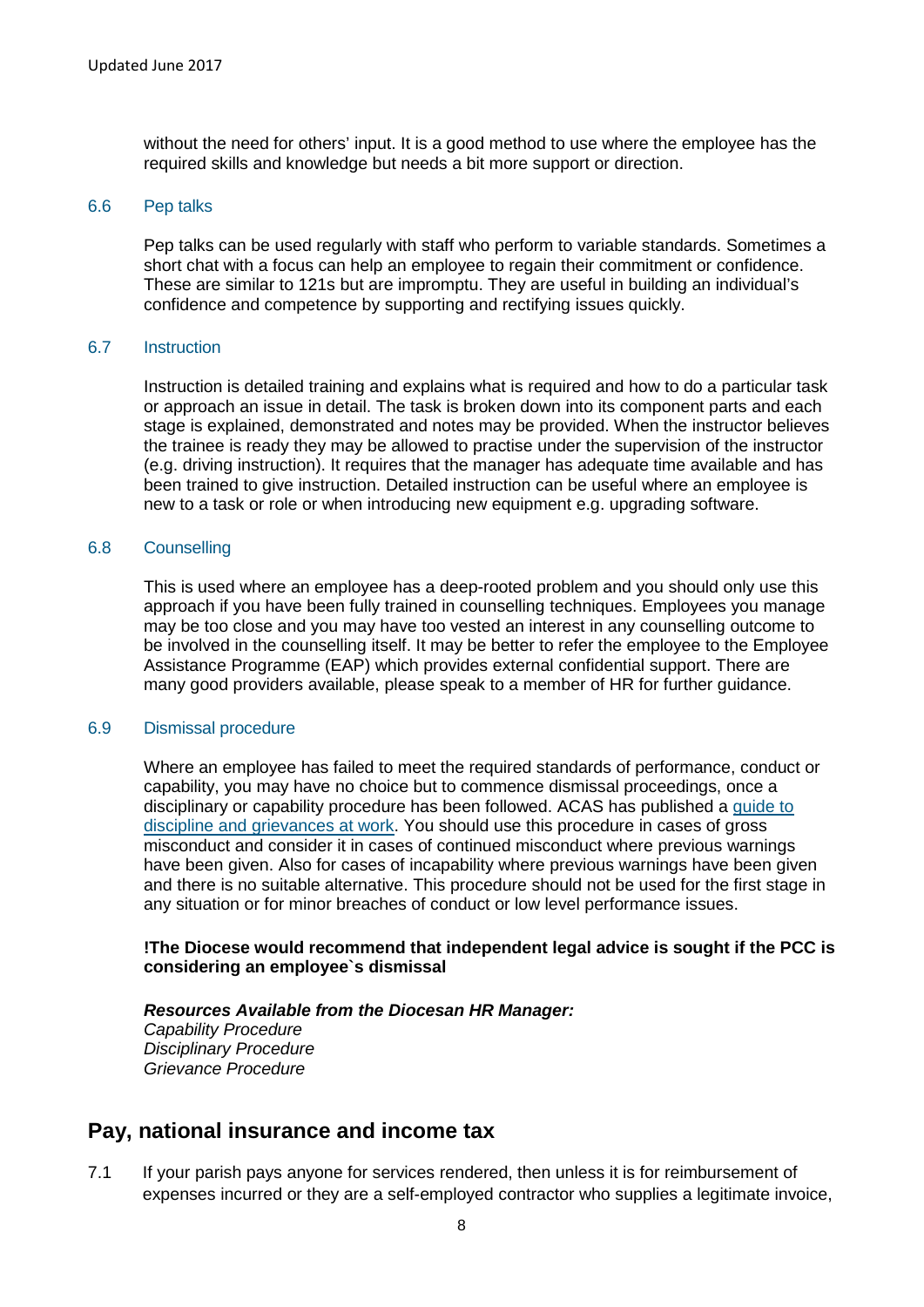without the need for others' input. It is a good method to use where the employee has the required skills and knowledge but needs a bit more support or direction.

### 6.6 Pep talks

Pep talks can be used regularly with staff who perform to variable standards. Sometimes a short chat with a focus can help an employee to regain their commitment or confidence. These are similar to 121s but are impromptu. They are useful in building an individual's confidence and competence by supporting and rectifying issues quickly.

### 6.7 Instruction

Instruction is detailed training and explains what is required and how to do a particular task or approach an issue in detail. The task is broken down into its component parts and each stage is explained, demonstrated and notes may be provided. When the instructor believes the trainee is ready they may be allowed to practise under the supervision of the instructor (e.g. driving instruction). It requires that the manager has adequate time available and has been trained to give instruction. Detailed instruction can be useful where an employee is new to a task or role or when introducing new equipment e.g. upgrading software.

### 6.8 Counselling

This is used where an employee has a deep-rooted problem and you should only use this approach if you have been fully trained in counselling techniques. Employees you manage may be too close and you may have too vested an interest in any counselling outcome to be involved in the counselling itself. It may be better to refer the employee to the Employee Assistance Programme (EAP) which provides external confidential support. There are many good providers available, please speak to a member of HR for further guidance.

### 6.9 Dismissal procedure

Where an employee has failed to meet the required standards of performance, conduct or capability, you may have no choice but to commence dismissal proceedings, once a disciplinary or capability procedure has been followed. ACAS has published a guide to discipline and grievances at work. You should use this procedure in cases of gross misconduct and consider it in cases of continued misconduct where previous warnings have been given. Also for cases of incapability where previous warnings have been given and there is no suitable alternative. This procedure should not be used for the first stage in any situation or for minor breaches of conduct or low level performance issues.

**!The Diocese would recommend that independent legal advice is sought if the PCC is considering an employee`s dismissal**

***Resources Available from the Diocesan HR Manager:***
*Capability Procedure*
*Disciplinary Procedure*
*Grievance Procedure*

## Pay, national insurance and income tax

7.1 If your parish pays anyone for services rendered, then unless it is for reimbursement of expenses incurred or they are a self-employed contractor who supplies a legitimate invoice,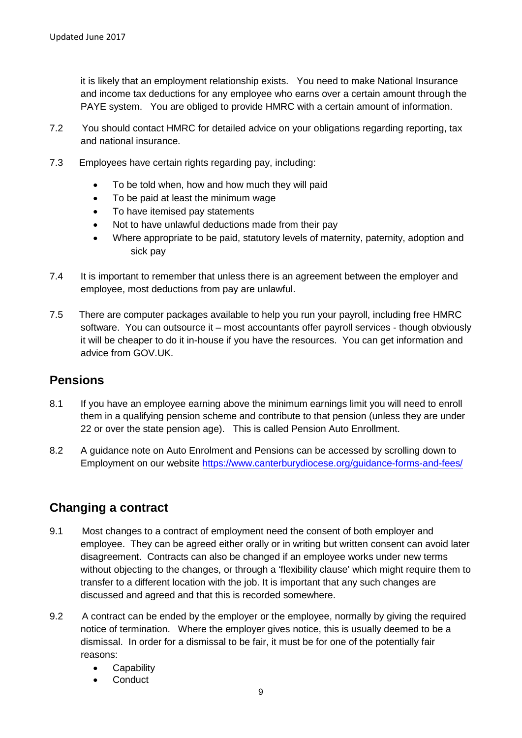it is likely that an employment relationship exists. You need to make National Insurance and income tax deductions for any employee who earns over a certain amount through the PAYE system. You are obliged to provide HMRC with a certain amount of information.

7.2 You should contact HMRC for detailed advice on your obligations regarding reporting, tax and national insurance.

7.3 Employees have certain rights regarding pay, including:

- To be told when, how and how much they will paid
- To be paid at least the minimum wage
- To have itemised pay statements
- Not to have unlawful deductions made from their pay
- Where appropriate to be paid, statutory levels of maternity, paternity, adoption and sick pay

7.4 It is important to remember that unless there is an agreement between the employer and employee, most deductions from pay are unlawful.

7.5 There are computer packages available to help you run your payroll, including free HMRC software. You can outsource it – most accountants offer payroll services - though obviously it will be cheaper to do it in-house if you have the resources. You can get information and advice from GOV.UK.

## Pensions

8.1 If you have an employee earning above the minimum earnings limit you will need to enroll them in a qualifying pension scheme and contribute to that pension (unless they are under 22 or over the state pension age). This is called Pension Auto Enrollment.

8.2 A guidance note on Auto Enrolment and Pensions can be accessed by scrolling down to Employment on our website [https://www.canterburydiocese.org/guidance-forms-and-fees/](https://www.canterburydiocese.org/guidance-forms-and-fees/)

## Changing a contract

9.1 Most changes to a contract of employment need the consent of both employer and employee. They can be agreed either orally or in writing but written consent can avoid later disagreement. Contracts can also be changed if an employee works under new terms without objecting to the changes, or through a 'flexibility clause' which might require them to transfer to a different location with the job. It is important that any such changes are discussed and agreed and that this is recorded somewhere.

9.2 A contract can be ended by the employer or the employee, normally by giving the required notice of termination. Where the employer gives notice, this is usually deemed to be a dismissal. In order for a dismissal to be fair, it must be for one of the potentially fair reasons:

- Capability
- Conduct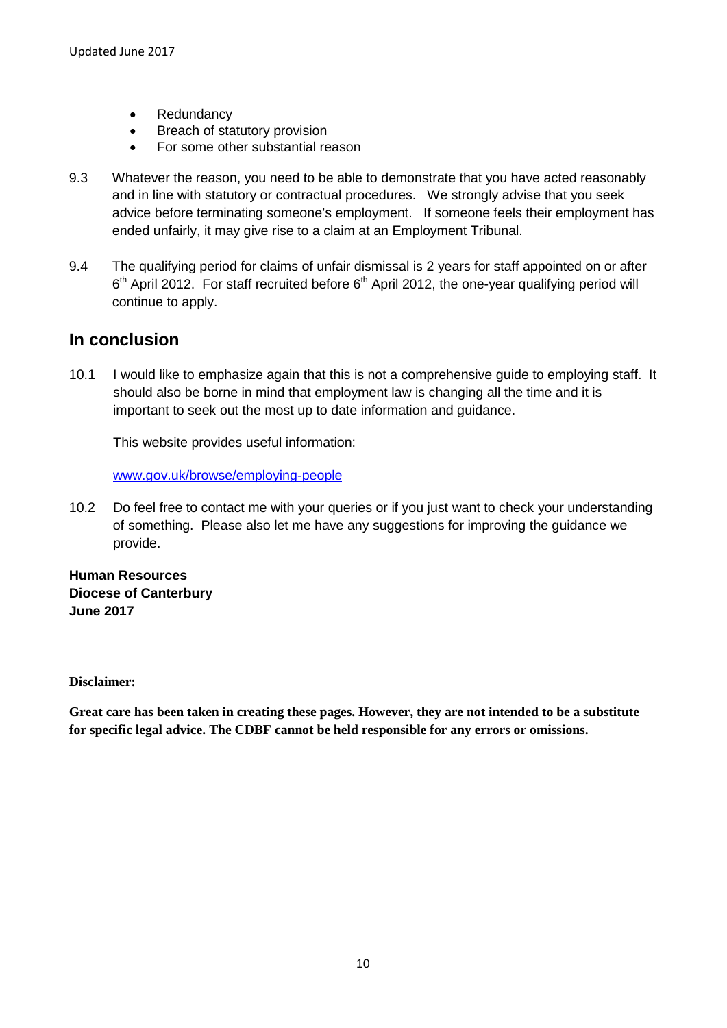- Redundancy
- Breach of statutory provision
- For some other substantial reason

9.3 Whatever the reason, you need to be able to demonstrate that you have acted reasonably and in line with statutory or contractual procedures. We strongly advise that you seek advice before terminating someone's employment. If someone feels their employment has ended unfairly, it may give rise to a claim at an Employment Tribunal.

9.4 The qualifying period for claims of unfair dismissal is 2 years for staff appointed on or after 6th April 2012. For staff recruited before 6th April 2012, the one-year qualifying period will continue to apply.

## In conclusion

10.1 I would like to emphasize again that this is not a comprehensive guide to employing staff. It should also be borne in mind that employment law is changing all the time and it is important to seek out the most up to date information and guidance.

This website provides useful information:

www.gov.uk/browse/employing-people

10.2 Do feel free to contact me with your queries or if you just want to check your understanding of something. Please also let me have any suggestions for improving the guidance we provide.

**Human Resources**
**Diocese of Canterbury**
**June 2017**

**Disclaimer:**

**Great care has been taken in creating these pages. However, they are not intended to be a substitute for specific legal advice. The CDBF cannot be held responsible for any errors or omissions.**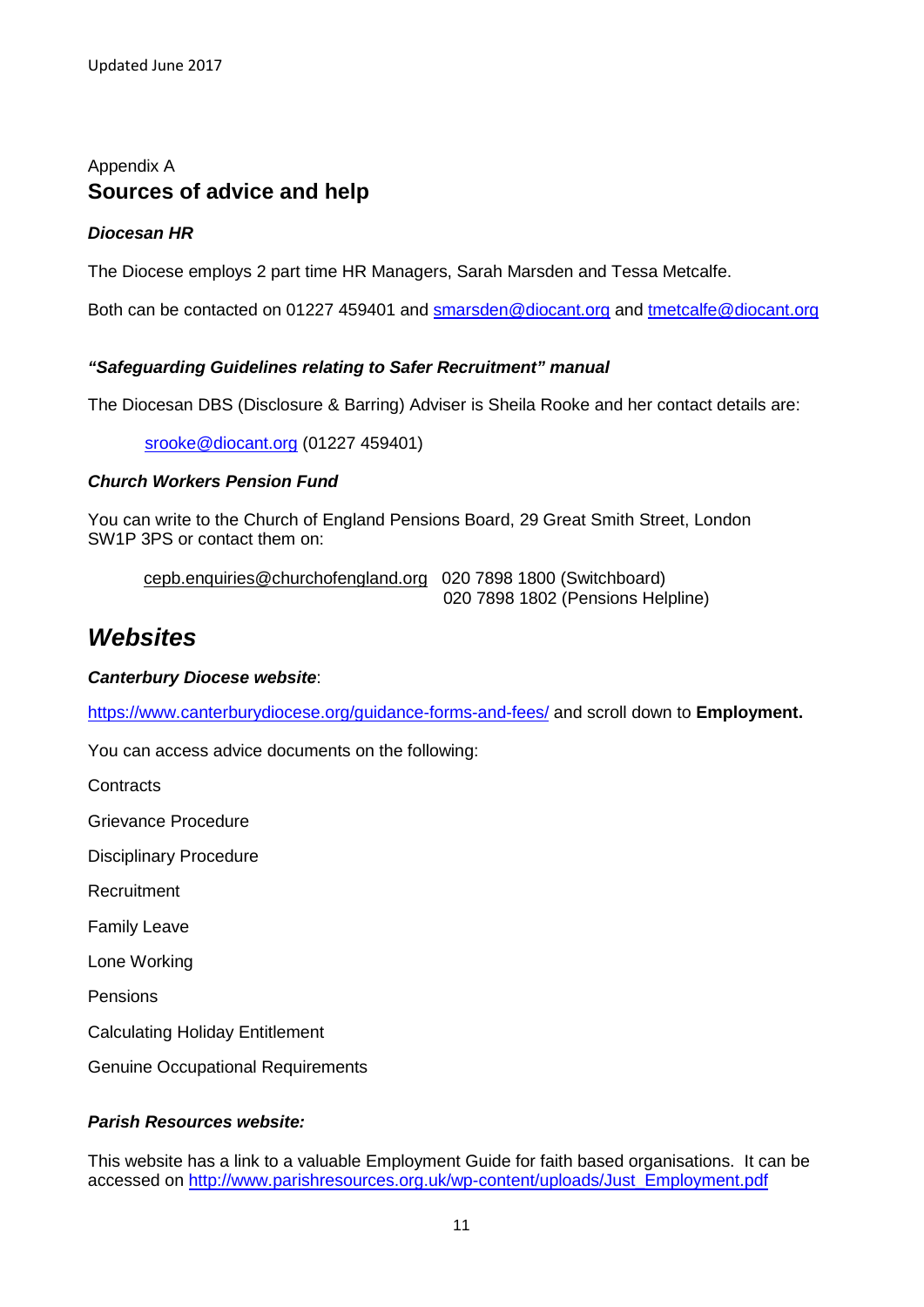Appendix A

## Sources of advice and help

***Diocesan HR***

The Diocese employs 2 part time HR Managers, Sarah Marsden and Tessa Metcalfe.

Both can be contacted on 01227 459401 and smarsden@diocant.org and tmetcalfe@diocant.org

***"Safeguarding Guidelines relating to Safer Recruitment" manual***

The Diocesan DBS (Disclosure & Barring) Adviser is Sheila Rooke and her contact details are:

srooke@diocant.org (01227 459401)

***Church Workers Pension Fund***

You can write to the Church of England Pensions Board, 29 Great Smith Street, London SW1P 3PS or contact them on:

cepb.enquiries@churchofengland.org 020 7898 1800 (Switchboard)
020 7898 1802 (Pensions Helpline)

## *Websites*

***Canterbury Diocese website***:

https://www.canterburydiocese.org/guidance-forms-and-fees/ and scroll down to **Employment.**

You can access advice documents on the following:

Contracts

Grievance Procedure

Disciplinary Procedure

Recruitment

Family Leave

Lone Working

Pensions

Calculating Holiday Entitlement

Genuine Occupational Requirements

***Parish Resources website:***

This website has a link to a valuable Employment Guide for faith based organisations. It can be accessed on http://www.parishresources.org.uk/wp-content/uploads/Just_Employment.pdf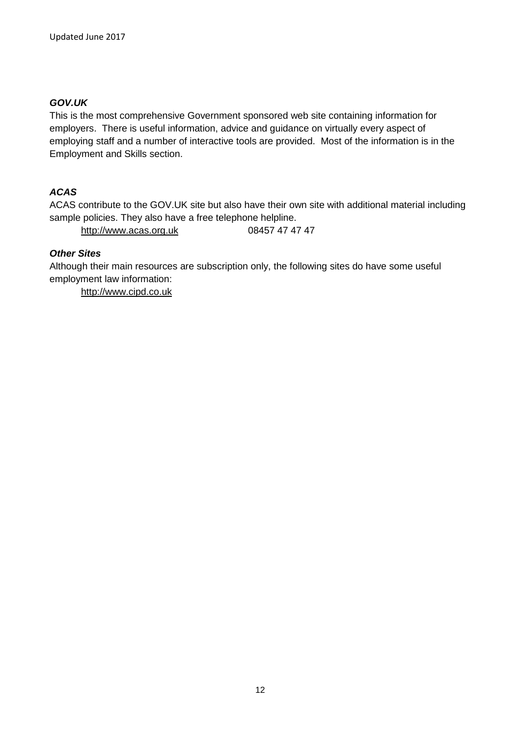***GOV.UK***

This is the most comprehensive Government sponsored web site containing information for employers. There is useful information, advice and guidance on virtually every aspect of employing staff and a number of interactive tools are provided. Most of the information is in the Employment and Skills section.

***ACAS***

ACAS contribute to the GOV.UK site but also have their own site with additional material including sample policies. They also have a free telephone helpline.

http://www.acas.org.uk 08457 47 47 47

***Other Sites***

Although their main resources are subscription only, the following sites do have some useful employment law information:

http://www.cipd.co.uk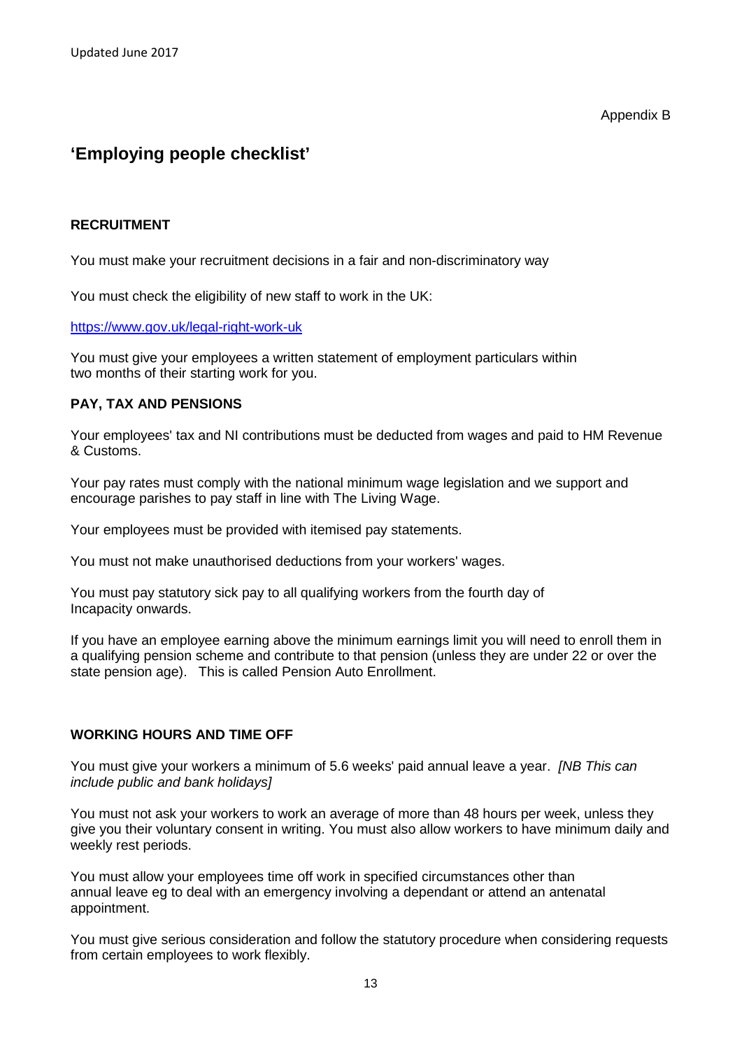Appendix B

# 'Employing people checklist'

## RECRUITMENT

You must make your recruitment decisions in a fair and non-discriminatory way

You must check the eligibility of new staff to work in the UK:

https://www.gov.uk/legal-right-work-uk

You must give your employees a written statement of employment particulars within two months of their starting work for you.

## PAY, TAX AND PENSIONS

Your employees' tax and NI contributions must be deducted from wages and paid to HM Revenue & Customs.

Your pay rates must comply with the national minimum wage legislation and we support and encourage parishes to pay staff in line with The Living Wage.

Your employees must be provided with itemised pay statements.

You must not make unauthorised deductions from your workers' wages.

You must pay statutory sick pay to all qualifying workers from the fourth day of Incapacity onwards.

If you have an employee earning above the minimum earnings limit you will need to enroll them in a qualifying pension scheme and contribute to that pension (unless they are under 22 or over the state pension age). This is called Pension Auto Enrollment.

## WORKING HOURS AND TIME OFF

You must give your workers a minimum of 5.6 weeks' paid annual leave a year. *[NB This can include public and bank holidays]*

You must not ask your workers to work an average of more than 48 hours per week, unless they give you their voluntary consent in writing. You must also allow workers to have minimum daily and weekly rest periods.

You must allow your employees time off work in specified circumstances other than annual leave eg to deal with an emergency involving a dependant or attend an antenatal appointment.

You must give serious consideration and follow the statutory procedure when considering requests from certain employees to work flexibly.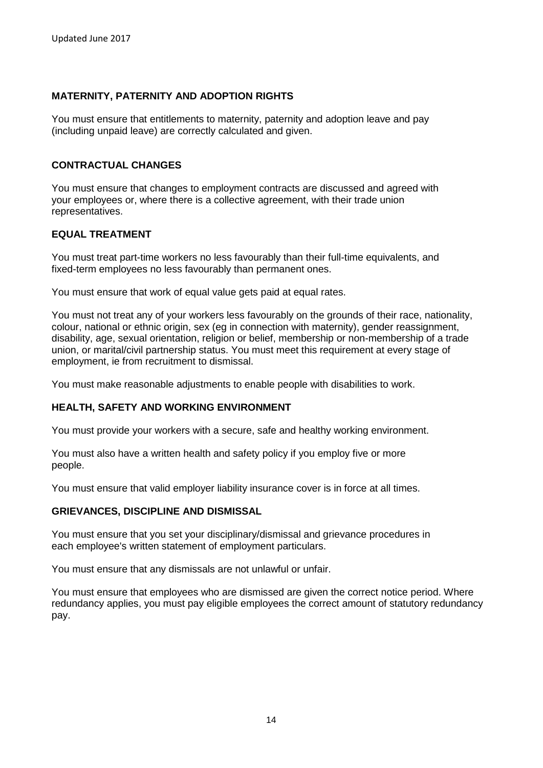## MATERNITY, PATERNITY AND ADOPTION RIGHTS

You must ensure that entitlements to maternity, paternity and adoption leave and pay (including unpaid leave) are correctly calculated and given.

## CONTRACTUAL CHANGES

You must ensure that changes to employment contracts are discussed and agreed with your employees or, where there is a collective agreement, with their trade union representatives.

## EQUAL TREATMENT

You must treat part-time workers no less favourably than their full-time equivalents, and fixed-term employees no less favourably than permanent ones.

You must ensure that work of equal value gets paid at equal rates.

You must not treat any of your workers less favourably on the grounds of their race, nationality, colour, national or ethnic origin, sex (eg in connection with maternity), gender reassignment, disability, age, sexual orientation, religion or belief, membership or non-membership of a trade union, or marital/civil partnership status. You must meet this requirement at every stage of employment, ie from recruitment to dismissal.

You must make reasonable adjustments to enable people with disabilities to work.

## HEALTH, SAFETY AND WORKING ENVIRONMENT

You must provide your workers with a secure, safe and healthy working environment.

You must also have a written health and safety policy if you employ five or more people.

You must ensure that valid employer liability insurance cover is in force at all times.

## GRIEVANCES, DISCIPLINE AND DISMISSAL

You must ensure that you set your disciplinary/dismissal and grievance procedures in each employee's written statement of employment particulars.

You must ensure that any dismissals are not unlawful or unfair.

You must ensure that employees who are dismissed are given the correct notice period. Where redundancy applies, you must pay eligible employees the correct amount of statutory redundancy pay.